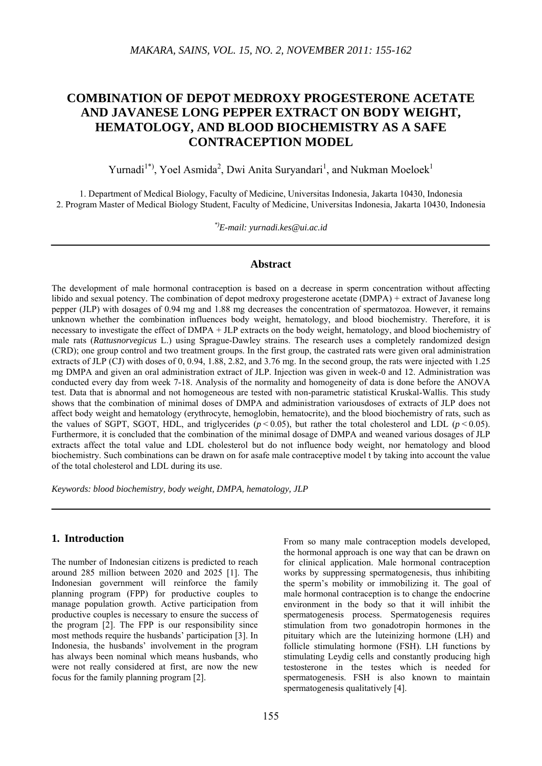# COMBINATION OF DEPOT MEDROXY PROGESTERONE ACETATE AND JAVANESE LONG PEPPER EXTRACT ON BODY WEIGHT, HEMATOLOGY, AND BLOOD BIOCHEMISTRY AS A SAFE CONTRACEPTION MODEL

Yurnadi[1*)], Yoel Asmida[2], Dwi Anita Suryandari[1], and Nukman Moeloek[1]

1. Department of Medical Biology, Faculty of Medicine, Universitas Indonesia, Jakarta 10430, Indonesia
2. Program Master of Medical Biology Student, Faculty of Medicine, Universitas Indonesia, Jakarta 10430, Indonesia

*[*)]E-mail: yurnadi.kes@ui.ac.id*

## Abstract

The development of male hormonal contraception is based on a decrease in sperm concentration without affecting libido and sexual potency. The combination of depot medroxy progesterone acetate (DMPA) + extract of Javanese long pepper (JLP) with dosages of 0.94 mg and 1.88 mg decreases the concentration of spermatozoa. However, it remains unknown whether the combination influences body weight, hematology, and blood biochemistry. Therefore, it is necessary to investigate the effect of DMPA + JLP extracts on the body weight, hematology, and blood biochemistry of male rats (*Rattusnorvegicus* L.) using Sprague-Dawley strains. The research uses a completely randomized design (CRD); one group control and two treatment groups. In the first group, the castrated rats were given oral administration extracts of JLP (CJ) with doses of 0, 0.94, 1.88, 2.82, and 3.76 mg. In the second group, the rats were injected with 1.25 mg DMPA and given an oral administration extract of JLP. Injection was given in week-0 and 12. Administration was conducted every day from week 7-18. Analysis of the normality and homogeneity of data is done before the ANOVA test. Data that is abnormal and not homogeneous are tested with non-parametric statistical Kruskal-Wallis. This study shows that the combination of minimal doses of DMPA and administration variousdoses of extracts of JLP does not affect body weight and hematology (erythrocyte, hemoglobin, hematocrite), and the blood biochemistry of rats, such as the values of SGPT, SGOT, HDL, and triglycerides ($p < 0.05$), but rather the total cholesterol and LDL ($p < 0.05$). Furthermore, it is concluded that the combination of the minimal dosage of DMPA and weaned various dosages of JLP extracts affect the total value and LDL cholesterol but do not influence body weight, nor hematology and blood biochemistry. Such combinations can be drawn on for asafe male contraceptive model t by taking into account the value of the total cholesterol and LDL during its use.

*Keywords: blood biochemistry, body weight, DMPA, hematology, JLP*

## 1. Introduction

The number of Indonesian citizens is predicted to reach around 285 million between 2020 and 2025 [1]. The Indonesian government will reinforce the family planning program (FPP) for productive couples to manage population growth. Active participation from productive couples is necessary to ensure the success of the program [2]. The FPP is our responsibility since most methods require the husbands' participation [3]. In Indonesia, the husbands' involvement in the program has always been nominal which means husbands, who were not really considered at first, are now the new focus for the family planning program [2].

From so many male contraception models developed, the hormonal approach is one way that can be drawn on for clinical application. Male hormonal contraception works by suppressing spermatogenesis, thus inhibiting the sperm's mobility or immobilizing it. The goal of male hormonal contraception is to change the endocrine environment in the body so that it will inhibit the spermatogenesis process. Spermatogenesis requires stimulation from two gonadotropin hormones in the pituitary which are the luteinizing hormone (LH) and follicle stimulating hormone (FSH). LH functions by stimulating Leydig cells and constantly producing high testosterone in the testes which is needed for spermatogenesis. FSH is also known to maintain spermatogenesis qualitatively [4].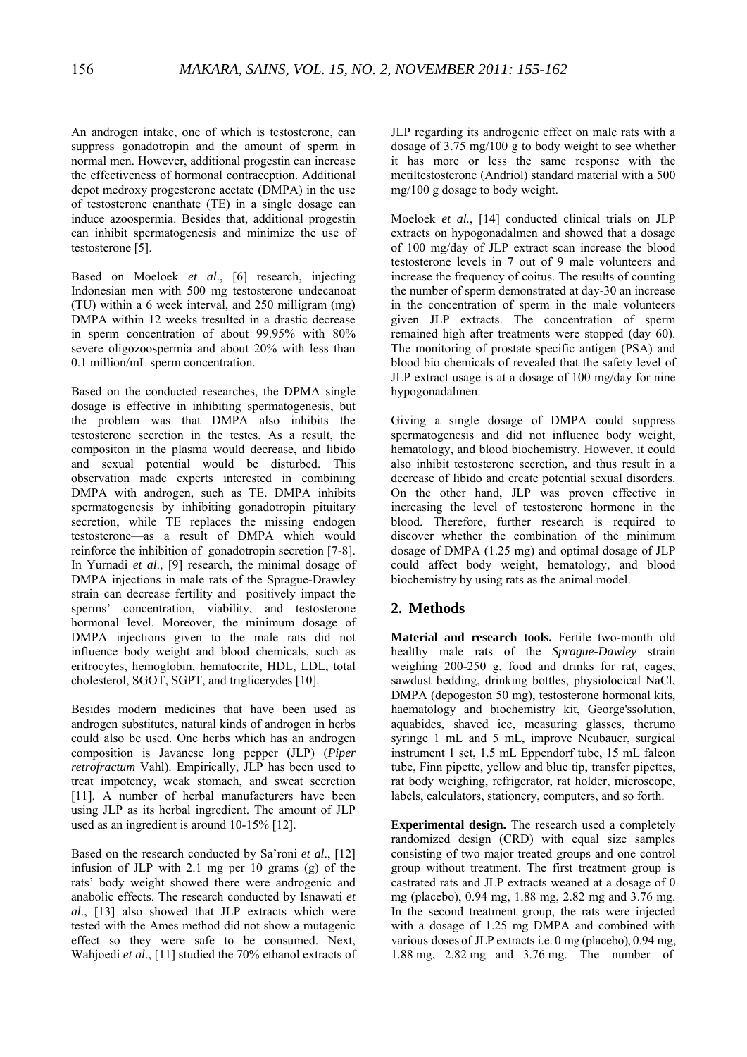An androgen intake, one of which is testosterone, can suppress gonadotropin and the amount of sperm in normal men. However, additional progestin can increase the effectiveness of hormonal contraception. Additional depot medroxy progesterone acetate (DMPA) in the use of testosterone enanthate (TE) in a single dosage can induce azoospermia. Besides that, additional progestin can inhibit spermatogenesis and minimize the use of testosterone [5].

Based on Moeloek *et al*., [6] research, injecting Indonesian men with 500 mg testosterone undecanoat (TU) within a 6 week interval, and 250 milligram (mg) DMPA within 12 weeks tresulted in a drastic decrease in sperm concentration of about 99.95% with 80% severe oligozoospermia and about 20% with less than 0.1 million/mL sperm concentration.

Based on the conducted researches, the DPMA single dosage is effective in inhibiting spermatogenesis, but the problem was that DMPA also inhibits the testosterone secretion in the testes. As a result, the compositon in the plasma would decrease, and libido and sexual potential would be disturbed. This observation made experts interested in combining DMPA with androgen, such as TE. DMPA inhibits spermatogenesis by inhibiting gonadotropin pituitary secretion, while TE replaces the missing endogen testosterone—as a result of DMPA which would reinforce the inhibition of gonadotropin secretion [7-8]. In Yurnadi *et al*., [9] research, the minimal dosage of DMPA injections in male rats of the Sprague-Drawley strain can decrease fertility and positively impact the sperms' concentration, viability, and testosterone hormonal level. Moreover, the minimum dosage of DMPA injections given to the male rats did not influence body weight and blood chemicals, such as eritrocytes, hemoglobin, hematocrite, HDL, LDL, total cholesterol, SGOT, SGPT, and triglicerydes [10].

Besides modern medicines that have been used as androgen substitutes, natural kinds of androgen in herbs could also be used. One herbs which has an androgen composition is Javanese long pepper (JLP) (*Piper retrofractum* Vahl). Empirically, JLP has been used to treat impotency, weak stomach, and sweat secretion [11]. A number of herbal manufacturers have been using JLP as its herbal ingredient. The amount of JLP used as an ingredient is around 10-15% [12].

Based on the research conducted by Sa'roni *et al*., [12] infusion of JLP with 2.1 mg per 10 grams (g) of the rats' body weight showed there were androgenic and anabolic effects. The research conducted by Isnawati *et al*., [13] also showed that JLP extracts which were tested with the Ames method did not show a mutagenic effect so they were safe to be consumed. Next, Wahjoedi *et al*., [11] studied the 70% ethanol extracts of JLP regarding its androgenic effect on male rats with a dosage of 3.75 mg/100 g to body weight to see whether it has more or less the same response with the metiltestosterone (Andriol) standard material with a 500 mg/100 g dosage to body weight.

Moeloek *et al.*, [14] conducted clinical trials on JLP extracts on hypogonadalmen and showed that a dosage of 100 mg/day of JLP extract scan increase the blood testosterone levels in 7 out of 9 male volunteers and increase the frequency of coitus. The results of counting the number of sperm demonstrated at day-30 an increase in the concentration of sperm in the male volunteers given JLP extracts. The concentration of sperm remained high after treatments were stopped (day 60). The monitoring of prostate specific antigen (PSA) and blood bio chemicals of revealed that the safety level of JLP extract usage is at a dosage of 100 mg/day for nine hypogonadalmen.

Giving a single dosage of DMPA could suppress spermatogenesis and did not influence body weight, hematology, and blood biochemistry. However, it could also inhibit testosterone secretion, and thus result in a decrease of libido and create potential sexual disorders. On the other hand, JLP was proven effective in increasing the level of testosterone hormone in the blood. Therefore, further research is required to discover whether the combination of the minimum dosage of DMPA (1.25 mg) and optimal dosage of JLP could affect body weight, hematology, and blood biochemistry by using rats as the animal model.

## 2. Methods

**Material and research tools.** Fertile two-month old healthy male rats of the *Sprague-Dawley* strain weighing 200-250 g, food and drinks for rat, cages, sawdust bedding, drinking bottles, physiolocical NaCl, DMPA (depogeston 50 mg), testosterone hormonal kits, haematology and biochemistry kit, George'ssolution, aquabides, shaved ice, measuring glasses, therumo syringe 1 mL and 5 mL, improve Neubauer, surgical instrument 1 set, 1.5 mL Eppendorf tube, 15 mL falcon tube, Finn pipette, yellow and blue tip, transfer pipettes, rat body weighing, refrigerator, rat holder, microscope, labels, calculators, stationery, computers, and so forth.

**Experimental design.** The research used a completely randomized design (CRD) with equal size samples consisting of two major treated groups and one control group without treatment. The first treatment group is castrated rats and JLP extracts weaned at a dosage of 0 mg (placebo), 0.94 mg, 1.88 mg, 2.82 mg and 3.76 mg. In the second treatment group, the rats were injected with a dosage of 1.25 mg DMPA and combined with various doses of JLP extracts i.e. 0 mg (placebo), 0.94 mg, 1.88 mg, 2.82 mg and 3.76 mg. The number of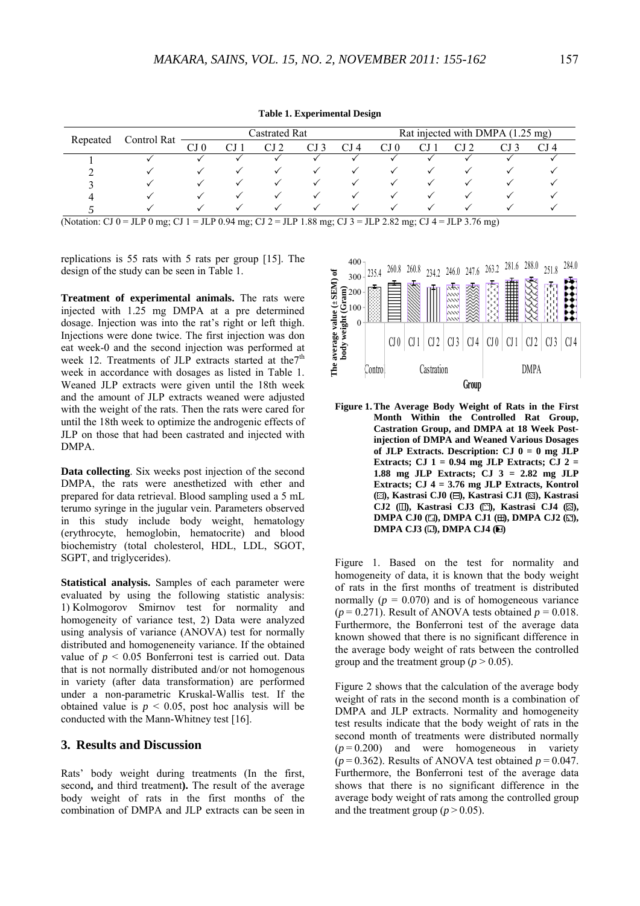**Table 1. Experimental Design**

| Repeated | Control Rat | Castrated Rat | | | | | Rat injected with DMPA (1.25 mg) | | | | |
|---|---|---|---|---|---|---|---|---|---|---|---|
| | | CJ 0 | CJ 1 | CJ 2 | CJ 3 | CJ 4 | CJ 0 | CJ 1 | CJ 2 | CJ 3 | CJ 4 |
| 1 | ✓ | ✓ | ✓ | ✓ | ✓ | ✓ | ✓ | ✓ | ✓ | ✓ | ✓ |
| 2 | ✓ | ✓ | ✓ | ✓ | ✓ | ✓ | ✓ | ✓ | ✓ | ✓ | ✓ |
| 3 | ✓ | ✓ | ✓ | ✓ | ✓ | ✓ | ✓ | ✓ | ✓ | ✓ | ✓ |
| 4 | ✓ | ✓ | ✓ | ✓ | ✓ | ✓ | ✓ | ✓ | ✓ | ✓ | ✓ |
| 5 | ✓ | ✓ | ✓ | ✓ | ✓ | ✓ | ✓ | ✓ | ✓ | ✓ | ✓ |

(Notation: CJ 0 = JLP 0 mg; CJ 1 = JLP 0.94 mg; CJ 2 = JLP 1.88 mg; CJ 3 = JLP 2.82 mg; CJ 4 = JLP 3.76 mg)

replications is 55 rats with 5 rats per group [15]. The design of the study can be seen in Table 1.

**Treatment of experimental animals.** The rats were injected with 1.25 mg DMPA at a pre determined dosage. Injection was into the rat's right or left thigh. Injections were done twice. The first injection was don eat week-0 and the second injection was performed at week 12. Treatments of JLP extracts started at the7th week in accordance with dosages as listed in Table 1. Weaned JLP extracts were given until the 18th week and the amount of JLP extracts weaned were adjusted with the weight of the rats. Then the rats were cared for until the 18th week to optimize the androgenic effects of JLP on those that had been castrated and injected with DMPA.

**Data collecting**. Six weeks post injection of the second DMPA, the rats were anesthetized with ether and prepared for data retrieval. Blood sampling used a 5 mL terumo syringe in the jugular vein. Parameters observed in this study include body weight, hematology (erythrocyte, hemoglobin, hematocrite) and blood biochemistry (total cholesterol, HDL, LDL, SGOT, SGPT, and triglycerides).

**Statistical analysis.** Samples of each parameter were evaluated by using the following statistic analysis: 1) Kolmogorov Smirnov test for normality and homogeneity of variance test, 2) Data were analyzed using analysis of variance (ANOVA) test for normally distributed and homogeneity variance. If the obtained value of $p < 0.05$ Bonferroni test is carried out. Data that is not normally distributed and/or not homogenous in variety (after data transformation) are performed under a non-parametric Kruskal-Wallis test. If the obtained value is $p < 0.05$, post hoc analysis will be conducted with the Mann-Whitney test [16].

## 3. Results and Discussion

Rats' body weight during treatments (In the first, second**,** and third treatment**).** The result of the average body weight of rats in the first months of the combination of DMPA and JLP extracts can be seen in Figure 1. Based on the test for normality and homogeneity of data, it is known that the body weight of rats in the first months of treatment is distributed normally ($p = 0.070$) and is of homogeneous variance ($p = 0.271$). Result of ANOVA tests obtained $p = 0.018$. Furthermore, the Bonferroni test of the average data known showed that there is no significant difference in the average body weight of rats between the controlled group and the treatment group ($p > 0.05$).

**Figure 1. The Average Body Weight of Rats in the First Month Within the Controlled Rat Group, Castration Group, and DMPA at 18 Week Post-injection of DMPA and Weaned Various Dosages of JLP Extracts. Description: CJ 0 = 0 mg JLP Extracts; CJ 1 = 0.94 mg JLP Extracts; CJ 2 = 1.88 mg JLP Extracts; CJ 3 = 2.82 mg JLP Extracts; CJ 4 = 3.76 mg JLP Extracts, Kontrol, Kastrasi CJ0, Kastrasi CJ1, Kastrasi CJ2, Kastrasi CJ3, Kastrasi CJ4, DMPA CJ0, DMPA CJ1, DMPA CJ2, DMPA CJ3, DMPA CJ4**

Figure 2 shows that the calculation of the average body weight of rats in the second month is a combination of DMPA and JLP extracts. Normality and homogeneity test results indicate that the body weight of rats in the second month of treatments were distributed normally ($p = 0.200$) and were homogeneous in variety ($p = 0.362$). Results of ANOVA test obtained $p = 0.047$. Furthermore, the Bonferroni test of the average data shows that there is no significant difference in the average body weight of rats among the controlled group and the treatment group ($p > 0.05$).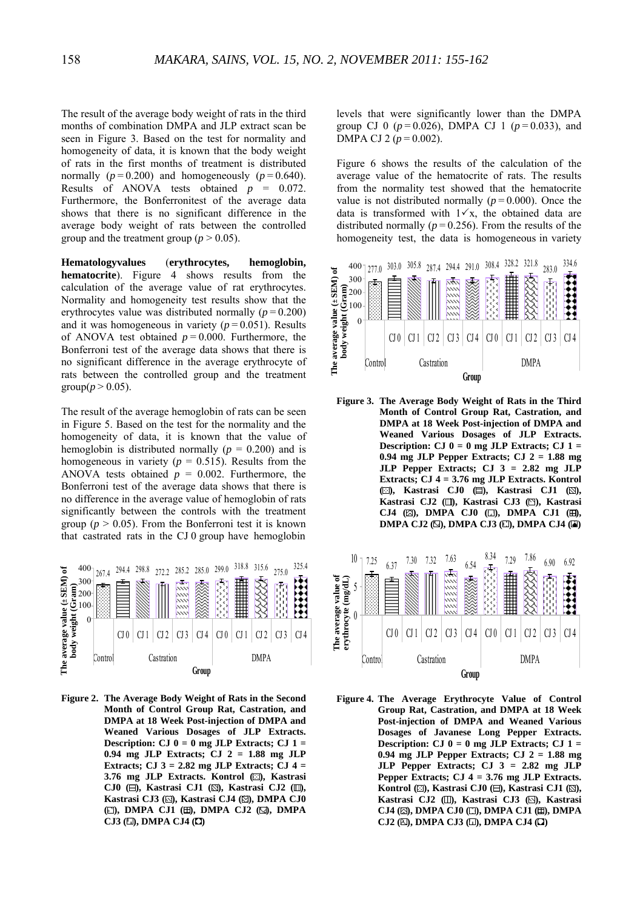The result of the average body weight of rats in the third months of combination DMPA and JLP extract scan be seen in Figure 3. Based on the test for normality and homogeneity of data, it is known that the body weight of rats in the first months of treatment is distributed normally ($p = 0.200$) and homogeneously ($p = 0.640$). Results of ANOVA tests obtained $p = 0.072$. Furthermore, the Bonferronitest of the average data shows that there is no significant difference in the average body weight of rats between the controlled group and the treatment group ($p > 0.05$).

**Hematologyvalues** (**erythrocytes, hemoglobin, hematocrite**). Figure 4 shows results from the calculation of the average value of rat erythrocytes. Normality and homogeneity test results show that the erythrocytes value was distributed normally ($p = 0.200$) and it was homogeneous in variety ($p = 0.051$). Results of ANOVA test obtained $p = 0.000$. Furthermore, the Bonferroni test of the average data shows that there is no significant difference in the average erythrocyte of rats between the controlled group and the treatment group($p > 0.05$).

The result of the average hemoglobin of rats can be seen in Figure 5. Based on the test for the normality and the homogeneity of data, it is known that the value of hemoglobin is distributed normally ($p = 0.200$) and is homogeneous in variety ($p = 0.515$). Results from the ANOVA tests obtained $p = 0.002$. Furthermore, the Bonferroni test of the average data shows that there is no difference in the average value of hemoglobin of rats significantly between the controls with the treatment group ($p > 0.05$). From the Bonferroni test it is known that castrated rats in the CJ 0 group have hemoglobin levels that were significantly lower than the DMPA group CJ 0 ($p = 0.026$), DMPA CJ 1 ($p = 0.033$), and DMPA CJ 2 ($p = 0.002$).

Figure 6 shows the results of the calculation of the average value of the hematocrite of rats. The results from the normality test showed that the hematocrite value is not distributed normally ($p = 0.000$). Once the data is transformed with $1\checkmark x$, the obtained data are distributed normally ($p = 0.256$). From the results of the homogeneity test, the data is homogeneous in variety

**Figure 2. The Average Body Weight of Rats in the Second Month of Control Group Rat, Castration, and DMPA at 18 Week Post-injection of DMPA and Weaned Various Dosages of JLP Extracts. Description: CJ 0 = 0 mg JLP Extracts; CJ 1 = 0.94 mg JLP Extracts; CJ 2 = 1.88 mg JLP Extracts; CJ 3 = 2.82 mg JLP Extracts; CJ 4 = 3.76 mg JLP Extracts. Kontrol (▨), Kastrasi CJ0 (▤), Kastrasi CJ1 (▧), Kastrasi CJ2 (▥), Kastrasi CJ3 (▧), Kastrasi CJ4 (▧), DMPA CJ0 (□), DMPA CJ1 (▦), DMPA CJ2 (▧), DMPA CJ3 (□), DMPA CJ4 (◘)**

**Figure 3. The Average Body Weight of Rats in the Third Month of Control Group Rat, Castration, and DMPA at 18 Week Post-injection of DMPA and Weaned Various Dosages of JLP Extracts. Description: CJ 0 = 0 mg JLP Extracts; CJ 1 = 0.94 mg JLP Pepper Extracts; CJ 2 = 1.88 mg JLP Pepper Extracts; CJ 3 = 2.82 mg JLP Extracts; CJ 4 = 3.76 mg JLP Extracts. Kontrol (▨), Kastrasi CJ0 (▤), Kastrasi CJ1 (▧), Kastrasi CJ2 (▥), Kastrasi CJ3 (▧), Kastrasi CJ4 (▧), DMPA CJ0 (□), DMPA CJ1 (▦), DMPA CJ2 (▧), DMPA CJ3 (□), DMPA CJ4 (◘)**

**Figure 4. The Average Erythrocyte Value of Control Group Rat, Castration, and DMPA at 18 Week Post-injection of DMPA and Weaned Various Dosages of Javanese Long Pepper Extracts. Description: CJ 0 = 0 mg JLP Extracts; CJ 1 = 0.94 mg JLP Pepper Extracts; CJ 2 = 1.88 mg JLP Pepper Extracts; CJ 3 = 2.82 mg JLP Pepper Extracts; CJ 4 = 3.76 mg JLP Extracts. Kontrol (▨), Kastrasi CJ0 (▤), Kastrasi CJ1 (▧), Kastrasi CJ2 (▥), Kastrasi CJ3 (▧), Kastrasi CJ4 (▧), DMPA CJ0 (□), DMPA CJ1 (▦), DMPA CJ2 (▧), DMPA CJ3 (□), DMPA CJ4 (◘)**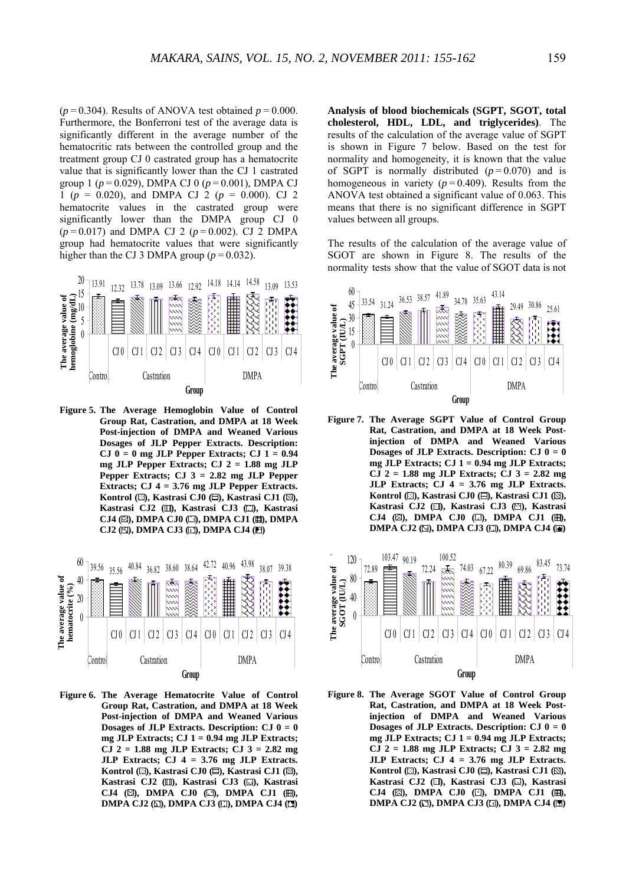($p = 0.304$). Results of ANOVA test obtained $p = 0.000$. Furthermore, the Bonferroni test of the average data is significantly different in the average number of the hematocritic rats between the controlled group and the treatment group CJ 0 castrated group has a hematocrite value that is significantly lower than the CJ 1 castrated group 1 ($p = 0.029$), DMPA CJ 0 ($p = 0.001$), DMPA CJ 1 ($p = 0.020$), and DMPA CJ 2 ($p = 0.000$). CJ 2 hematocrite values in the castrated group were significantly lower than the DMPA group CJ 0 ($p = 0.017$) and DMPA CJ 2 ($p = 0.002$). CJ 2 DMPA group had hematocrite values that were significantly higher than the CJ 3 DMPA group ($p = 0.032$).

**Figure 5. The Average Hemoglobin Value of Control Group Rat, Castration, and DMPA at 18 Week Post-injection of DMPA and Weaned Various Dosages of JLP Pepper Extracts. Description: CJ 0 = 0 mg JLP Pepper Extracts; CJ 1 = 0.94 mg JLP Pepper Extracts; CJ 2 = 1.88 mg JLP Pepper Extracts; CJ 3 = 2.82 mg JLP Pepper Extracts; CJ 4 = 3.76 mg JLP Pepper Extracts. Kontrol, Kastrasi CJ0, Kastrasi CJ1, Kastrasi CJ2, Kastrasi CJ3, Kastrasi CJ4, DMPA CJ0, DMPA CJ1, DMPA CJ2, DMPA CJ3, DMPA CJ4**

**Figure 6. The Average Hematocrite Value of Control Group Rat, Castration, and DMPA at 18 Week Post-injection of DMPA and Weaned Various Dosages of JLP Extracts. Description: CJ 0 = 0 mg JLP Extracts; CJ 1 = 0.94 mg JLP Extracts; CJ 2 = 1.88 mg JLP Extracts; CJ 3 = 2.82 mg JLP Extracts; CJ 4 = 3.76 mg JLP Extracts. Kontrol, Kastrasi CJ0, Kastrasi CJ1, Kastrasi CJ2, Kastrasi CJ3, Kastrasi CJ4, DMPA CJ0, DMPA CJ1, DMPA CJ2, DMPA CJ3, DMPA CJ4**

**Analysis of blood biochemicals (SGPT, SGOT, total cholesterol, HDL, LDL, and triglycerides)**. The results of the calculation of the average value of SGPT is shown in Figure 7 below. Based on the test for normality and homogeneity, it is known that the value of SGPT is normally distributed ($p = 0.070$) and is homogeneous in variety ($p = 0.409$). Results from the ANOVA test obtained a significant value of 0.063. This means that there is no significant difference in SGPT values between all groups.

The results of the calculation of the average value of SGOT are shown in Figure 8. The results of the normality tests show that the value of SGOT data is not

**Figure 7. The Average SGPT Value of Control Group Rat, Castration, and DMPA at 18 Week Post-injection of DMPA and Weaned Various Dosages of JLP Extracts. Description: CJ 0 = 0 mg JLP Extracts; CJ 1 = 0.94 mg JLP Extracts; CJ 2 = 1.88 mg JLP Extracts; CJ 3 = 2.82 mg JLP Extracts; CJ 4 = 3.76 mg JLP Extracts. Kontrol, Kastrasi CJ0, Kastrasi CJ1, Kastrasi CJ2, Kastrasi CJ3, Kastrasi CJ4, DMPA CJ0, DMPA CJ1, DMPA CJ2, DMPA CJ3, DMPA CJ4**

**Figure 8. The Average SGOT Value of Control Group Rat, Castration, and DMPA at 18 Week Post-injection of DMPA and Weaned Various Dosages of JLP Extracts. Description: CJ 0 = 0 mg JLP Extracts; CJ 1 = 0.94 mg JLP Extracts; CJ 2 = 1.88 mg JLP Extracts; CJ 3 = 2.82 mg JLP Extracts; CJ 4 = 3.76 mg JLP Extracts. Kontrol, Kastrasi CJ0, Kastrasi CJ1, Kastrasi CJ2, Kastrasi CJ3, Kastrasi CJ4, DMPA CJ0, DMPA CJ1, DMPA CJ2, DMPA CJ3, DMPA CJ4**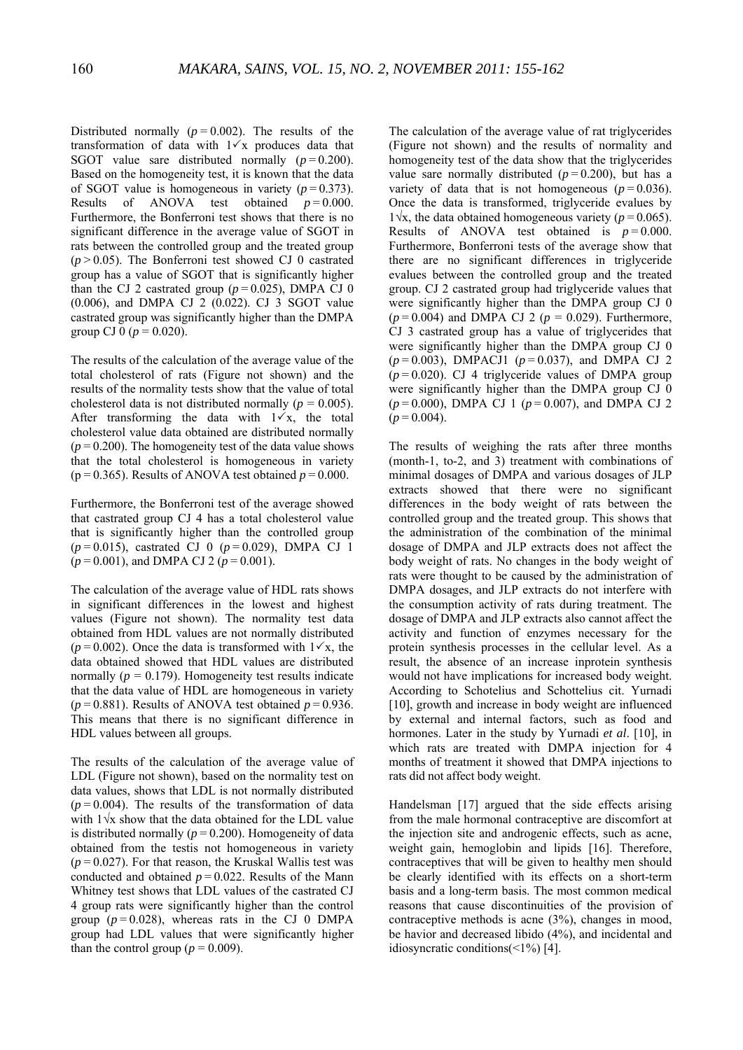Distributed normally ($p = 0.002$). The results of the transformation of data with 1✓x produces data that SGOT value sare distributed normally ($p = 0.200$). Based on the homogeneity test, it is known that the data of SGOT value is homogeneous in variety ($p = 0.373$). Results of ANOVA test obtained $p = 0.000$. Furthermore, the Bonferroni test shows that there is no significant difference in the average value of SGOT in rats between the controlled group and the treated group ($p > 0.05$). The Bonferroni test showed CJ 0 castrated group has a value of SGOT that is significantly higher than the CJ 2 castrated group ($p = 0.025$), DMPA CJ 0 (0.006), and DMPA CJ 2 (0.022). CJ 3 SGOT value castrated group was significantly higher than the DMPA group CJ 0 ($p = 0.020$).

The results of the calculation of the average value of the total cholesterol of rats (Figure not shown) and the results of the normality tests show that the value of total cholesterol data is not distributed normally ($p = 0.005$). After transforming the data with 1✓x, the total cholesterol value data obtained are distributed normally ($p = 0.200$). The homogeneity test of the data value shows that the total cholesterol is homogeneous in variety ($p = 0.365$). Results of ANOVA test obtained $p = 0.000$.

Furthermore, the Bonferroni test of the average showed that castrated group CJ 4 has a total cholesterol value that is significantly higher than the controlled group ($p = 0.015$), castrated CJ 0 ($p = 0.029$), DMPA CJ 1 ($p = 0.001$), and DMPA CJ 2 ($p = 0.001$).

The calculation of the average value of HDL rats shows in significant differences in the lowest and highest values (Figure not shown). The normality test data obtained from HDL values are not normally distributed ($p = 0.002$). Once the data is transformed with 1✓x, the data obtained showed that HDL values are distributed normally ($p = 0.179$). Homogeneity test results indicate that the data value of HDL are homogeneous in variety ($p = 0.881$). Results of ANOVA test obtained $p = 0.936$. This means that there is no significant difference in HDL values between all groups.

The results of the calculation of the average value of LDL (Figure not shown), based on the normality test on data values, shows that LDL is not normally distributed ($p = 0.004$). The results of the transformation of data with 1√x show that the data obtained for the LDL value is distributed normally ($p = 0.200$). Homogeneity of data obtained from the testis not homogeneous in variety ($p = 0.027$). For that reason, the Kruskal Wallis test was conducted and obtained $p = 0.022$. Results of the Mann Whitney test shows that LDL values of the castrated CJ 4 group rats were significantly higher than the control group ($p = 0.028$), whereas rats in the CJ 0 DMPA group had LDL values that were significantly higher than the control group ($p = 0.009$).

The calculation of the average value of rat triglycerides (Figure not shown) and the results of normality and homogeneity test of the data show that the triglycerides value sare normally distributed ($p = 0.200$), but has a variety of data that is not homogeneous ($p = 0.036$). Once the data is transformed, triglyceride evalues by 1√x, the data obtained homogeneous variety ($p = 0.065$). Results of ANOVA test obtained is $p = 0.000$. Furthermore, Bonferroni tests of the average show that there are no significant differences in triglyceride evalues between the controlled group and the treated group. CJ 2 castrated group had triglyceride values that were significantly higher than the DMPA group CJ 0 ($p = 0.004$) and DMPA CJ 2 ($p = 0.029$). Furthermore, CJ 3 castrated group has a value of triglycerides that were significantly higher than the DMPA group CJ 0 ($p = 0.003$), DMPACJ1 ($p = 0.037$), and DMPA CJ 2 ($p = 0.020$). CJ 4 triglyceride values of DMPA group were significantly higher than the DMPA group CJ 0 ($p = 0.000$), DMPA CJ 1 ($p = 0.007$), and DMPA CJ 2 ($p = 0.004$).

The results of weighing the rats after three months (month-1, to-2, and 3) treatment with combinations of minimal dosages of DMPA and various dosages of JLP extracts showed that there were no significant differences in the body weight of rats between the controlled group and the treated group. This shows that the administration of the combination of the minimal dosage of DMPA and JLP extracts does not affect the body weight of rats. No changes in the body weight of rats were thought to be caused by the administration of DMPA dosages, and JLP extracts do not interfere with the consumption activity of rats during treatment. The dosage of DMPA and JLP extracts also cannot affect the activity and function of enzymes necessary for the protein synthesis processes in the cellular level. As a result, the absence of an increase inprotein synthesis would not have implications for increased body weight. According to Schotelius and Schottelius cit. Yurnadi [10], growth and increase in body weight are influenced by external and internal factors, such as food and hormones. Later in the study by Yurnadi *et al*. [10], in which rats are treated with DMPA injection for 4 months of treatment it showed that DMPA injections to rats did not affect body weight.

Handelsman [17] argued that the side effects arising from the male hormonal contraceptive are discomfort at the injection site and androgenic effects, such as acne, weight gain, hemoglobin and lipids [16]. Therefore, contraceptives that will be given to healthy men should be clearly identified with its effects on a short-term basis and a long-term basis. The most common medical reasons that cause discontinuities of the provision of contraceptive methods is acne (3%), changes in mood, be havior and decreased libido (4%), and incidental and idiosyncratic conditions(<1%) [4].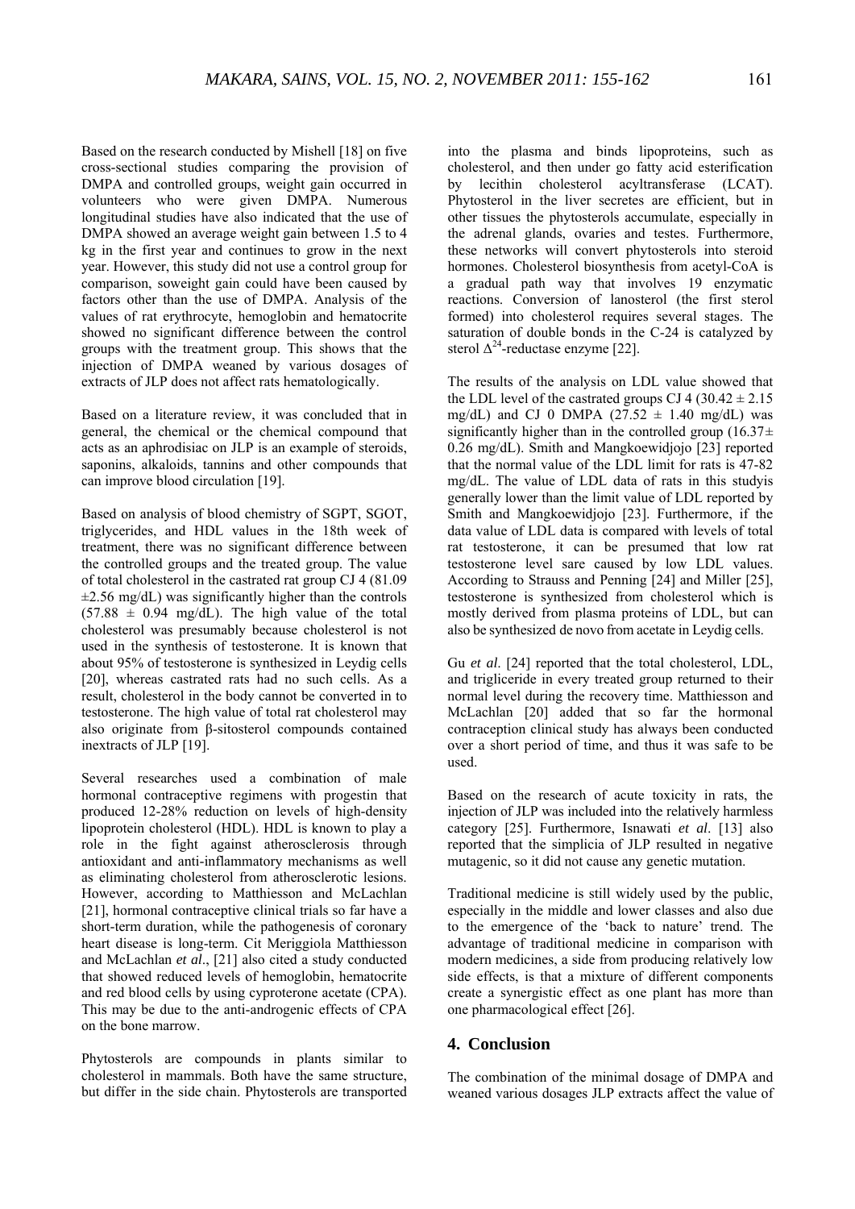Based on the research conducted by Mishell [18] on five cross-sectional studies comparing the provision of DMPA and controlled groups, weight gain occurred in volunteers who were given DMPA. Numerous longitudinal studies have also indicated that the use of DMPA showed an average weight gain between 1.5 to 4 kg in the first year and continues to grow in the next year. However, this study did not use a control group for comparison, soweight gain could have been caused by factors other than the use of DMPA. Analysis of the values of rat erythrocyte, hemoglobin and hematocrite showed no significant difference between the control groups with the treatment group. This shows that the injection of DMPA weaned by various dosages of extracts of JLP does not affect rats hematologically.

Based on a literature review, it was concluded that in general, the chemical or the chemical compound that acts as an aphrodisiac on JLP is an example of steroids, saponins, alkaloids, tannins and other compounds that can improve blood circulation [19].

Based on analysis of blood chemistry of SGPT, SGOT, triglycerides, and HDL values in the 18th week of treatment, there was no significant difference between the controlled groups and the treated group. The value of total cholesterol in the castrated rat group CJ 4 (81.09 $\pm$2.56 mg/dL) was significantly higher than the controls (57.88 $\pm$ 0.94 mg/dL). The high value of the total cholesterol was presumably because cholesterol is not used in the synthesis of testosterone. It is known that about 95% of testosterone is synthesized in Leydig cells [20], whereas castrated rats had no such cells. As a result, cholesterol in the body cannot be converted in to testosterone. The high value of total rat cholesterol may also originate from β-sitosterol compounds contained inextracts of JLP [19].

Several researches used a combination of male hormonal contraceptive regimens with progestin that produced 12-28% reduction on levels of high-density lipoprotein cholesterol (HDL). HDL is known to play a role in the fight against atherosclerosis through antioxidant and anti-inflammatory mechanisms as well as eliminating cholesterol from atherosclerotic lesions. However, according to Matthiesson and McLachlan [21], hormonal contraceptive clinical trials so far have a short-term duration, while the pathogenesis of coronary heart disease is long-term. Cit Meriggiola Matthiesson and McLachlan *et al*., [21] also cited a study conducted that showed reduced levels of hemoglobin, hematocrite and red blood cells by using cyproterone acetate (CPA). This may be due to the anti-androgenic effects of CPA on the bone marrow.

Phytosterols are compounds in plants similar to cholesterol in mammals. Both have the same structure, but differ in the side chain. Phytosterols are transported into the plasma and binds lipoproteins, such as cholesterol, and then under go fatty acid esterification by lecithin cholesterol acyltransferase (LCAT). Phytosterol in the liver secretes are efficient, but in other tissues the phytosterols accumulate, especially in the adrenal glands, ovaries and testes. Furthermore, these networks will convert phytosterols into steroid hormones. Cholesterol biosynthesis from acetyl-CoA is a gradual path way that involves 19 enzymatic reactions. Conversion of lanosterol (the first sterol formed) into cholesterol requires several stages. The saturation of double bonds in the C-24 is catalyzed by sterol $\Delta^{24}$-reductase enzyme [22].

The results of the analysis on LDL value showed that the LDL level of the castrated groups CJ 4 (30.42 $\pm$ 2.15 mg/dL) and CJ 0 DMPA (27.52 $\pm$ 1.40 mg/dL) was significantly higher than in the controlled group (16.37$\pm$ 0.26 mg/dL). Smith and Mangkoewidjojo [23] reported that the normal value of the LDL limit for rats is 47-82 mg/dL. The value of LDL data of rats in this studyis generally lower than the limit value of LDL reported by Smith and Mangkoewidjojo [23]. Furthermore, if the data value of LDL data is compared with levels of total rat testosterone, it can be presumed that low rat testosterone level sare caused by low LDL values. According to Strauss and Penning [24] and Miller [25], testosterone is synthesized from cholesterol which is mostly derived from plasma proteins of LDL, but can also be synthesized de novo from acetate in Leydig cells.

Gu *et al*. [24] reported that the total cholesterol, LDL, and trigliceride in every treated group returned to their normal level during the recovery time. Matthiesson and McLachlan [20] added that so far the hormonal contraception clinical study has always been conducted over a short period of time, and thus it was safe to be used.

Based on the research of acute toxicity in rats, the injection of JLP was included into the relatively harmless category [25]. Furthermore, Isnawati *et al*. [13] also reported that the simplicia of JLP resulted in negative mutagenic, so it did not cause any genetic mutation.

Traditional medicine is still widely used by the public, especially in the middle and lower classes and also due to the emergence of the 'back to nature' trend. The advantage of traditional medicine in comparison with modern medicines, a side from producing relatively low side effects, is that a mixture of different components create a synergistic effect as one plant has more than one pharmacological effect [26].

## 4. Conclusion

The combination of the minimal dosage of DMPA and weaned various dosages JLP extracts affect the value of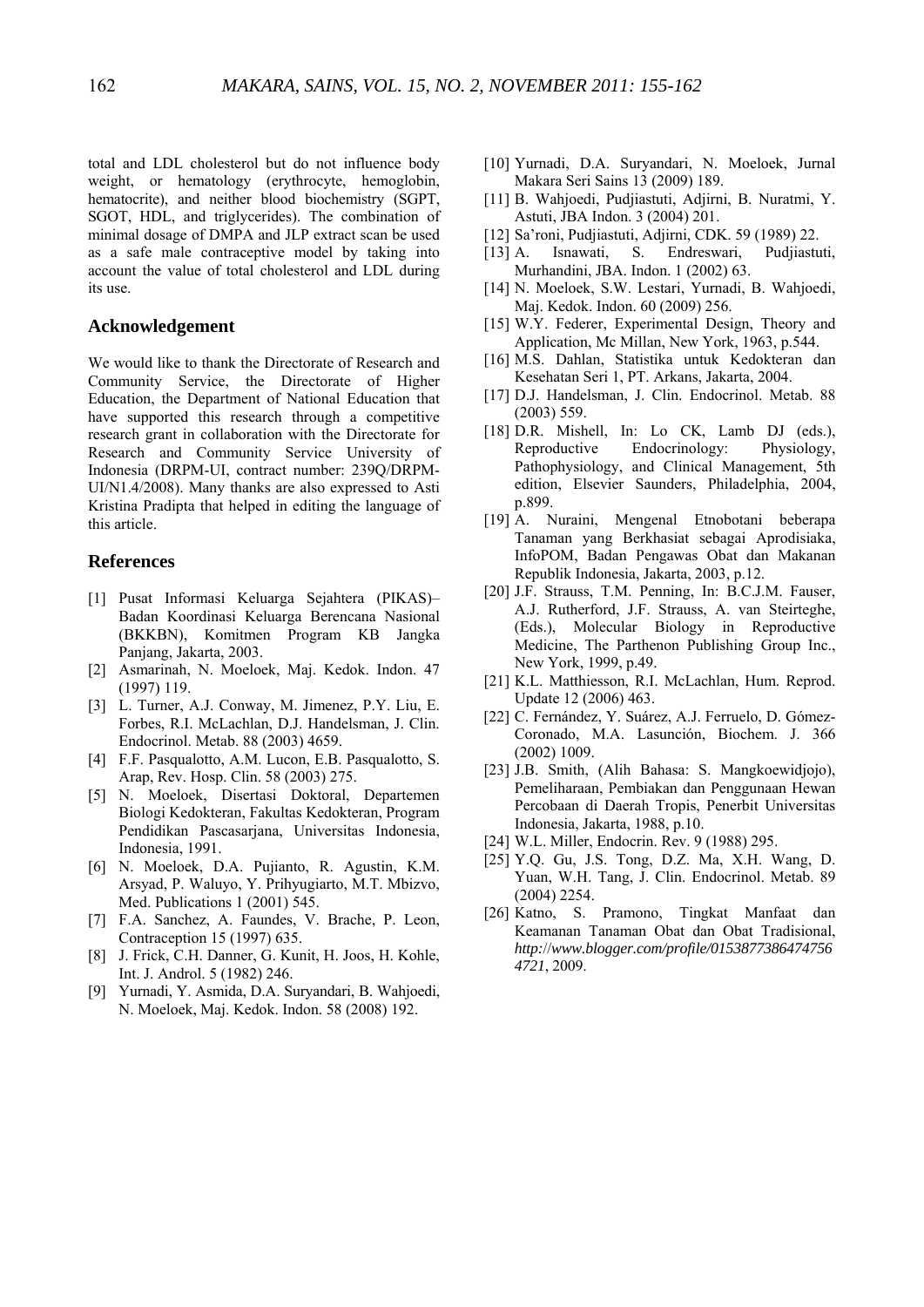total and LDL cholesterol but do not influence body weight, or hematology (erythrocyte, hemoglobin, hematocrite), and neither blood biochemistry (SGPT, SGOT, HDL, and triglycerides). The combination of minimal dosage of DMPA and JLP extract scan be used as a safe male contraceptive model by taking into account the value of total cholesterol and LDL during its use.

## Acknowledgement

We would like to thank the Directorate of Research and Community Service, the Directorate of Higher Education, the Department of National Education that have supported this research through a competitive research grant in collaboration with the Directorate for Research and Community Service University of Indonesia (DRPM-UI, contract number: 239Q/DRPM-UI/N1.4/2008). Many thanks are also expressed to Asti Kristina Pradipta that helped in editing the language of this article.

## References

[1] Pusat Informasi Keluarga Sejahtera (PIKAS)– Badan Koordinasi Keluarga Berencana Nasional (BKKBN), Komitmen Program KB Jangka Panjang, Jakarta, 2003.

[2] Asmarinah, N. Moeloek, Maj. Kedok. Indon. 47 (1997) 119.

[3] L. Turner, A.J. Conway, M. Jimenez, P.Y. Liu, E. Forbes, R.I. McLachlan, D.J. Handelsman, J. Clin. Endocrinol. Metab. 88 (2003) 4659.

[4] F.F. Pasqualotto, A.M. Lucon, E.B. Pasqualotto, S. Arap, Rev. Hosp. Clin. 58 (2003) 275.

[5] N. Moeloek, Disertasi Doktoral, Departemen Biologi Kedokteran, Fakultas Kedokteran, Program Pendidikan Pascasarjana, Universitas Indonesia, Indonesia, 1991.

[6] N. Moeloek, D.A. Pujianto, R. Agustin, K.M. Arsyad, P. Waluyo, Y. Prihyugiarto, M.T. Mbizvo, Med. Publications 1 (2001) 545.

[7] F.A. Sanchez, A. Faundes, V. Brache, P. Leon, Contraception 15 (1997) 635.

[8] J. Frick, C.H. Danner, G. Kunit, H. Joos, H. Kohle, Int. J. Androl. 5 (1982) 246.

[9] Yurnadi, Y. Asmida, D.A. Suryandari, B. Wahjoedi, N. Moeloek, Maj. Kedok. Indon. 58 (2008) 192.

[10] Yurnadi, D.A. Suryandari, N. Moeloek, Jurnal Makara Seri Sains 13 (2009) 189.

[11] B. Wahjoedi, Pudjiastuti, Adjirni, B. Nuratmi, Y. Astuti, JBA Indon. 3 (2004) 201.

[12] Sa'roni, Pudjiastuti, Adjirni, CDK. 59 (1989) 22.

[13] A. Isnawati, S. Endreswari, Pudjiastuti, Murhandini, JBA. Indon. 1 (2002) 63.

[14] N. Moeloek, S.W. Lestari, Yurnadi, B. Wahjoedi, Maj. Kedok. Indon. 60 (2009) 256.

[15] W.Y. Federer, Experimental Design, Theory and Application, Mc Millan, New York, 1963, p.544.

[16] M.S. Dahlan, Statistika untuk Kedokteran dan Kesehatan Seri 1, PT. Arkans, Jakarta, 2004.

[17] D.J. Handelsman, J. Clin. Endocrinol. Metab. 88 (2003) 559.

[18] D.R. Mishell, In: Lo CK, Lamb DJ (eds.), Reproductive Endocrinology: Physiology, Pathophysiology, and Clinical Management, 5th edition, Elsevier Saunders, Philadelphia, 2004, p.899.

[19] A. Nuraini, Mengenal Etnobotani beberapa Tanaman yang Berkhasiat sebagai Aprodisiaka, InfoPOM, Badan Pengawas Obat dan Makanan Republik Indonesia, Jakarta, 2003, p.12.

[20] J.F. Strauss, T.M. Penning, In: B.C.J.M. Fauser, A.J. Rutherford, J.F. Strauss, A. van Steirteghe, (Eds.), Molecular Biology in Reproductive Medicine, The Parthenon Publishing Group Inc., New York, 1999, p.49.

[21] K.L. Matthiesson, R.I. McLachlan, Hum. Reprod. Update 12 (2006) 463.

[22] C. Fernández, Y. Suárez, A.J. Ferruelo, D. Gómez-Coronado, M.A. Lasunción, Biochem. J. 366 (2002) 1009.

[23] J.B. Smith, (Alih Bahasa: S. Mangkoewidjojo), Pemeliharaan, Pembiakan dan Penggunaan Hewan Percobaan di Daerah Tropis, Penerbit Universitas Indonesia, Jakarta, 1988, p.10.

[24] W.L. Miller, Endocrin. Rev. 9 (1988) 295.

[25] Y.Q. Gu, J.S. Tong, D.Z. Ma, X.H. Wang, D. Yuan, W.H. Tang, J. Clin. Endocrinol. Metab. 89 (2004) 2254.

[26] Katno, S. Pramono, Tingkat Manfaat dan Keamanan Tanaman Obat dan Obat Tradisional, *http://www.blogger.com/profile/01538773864747564721*, 2009.